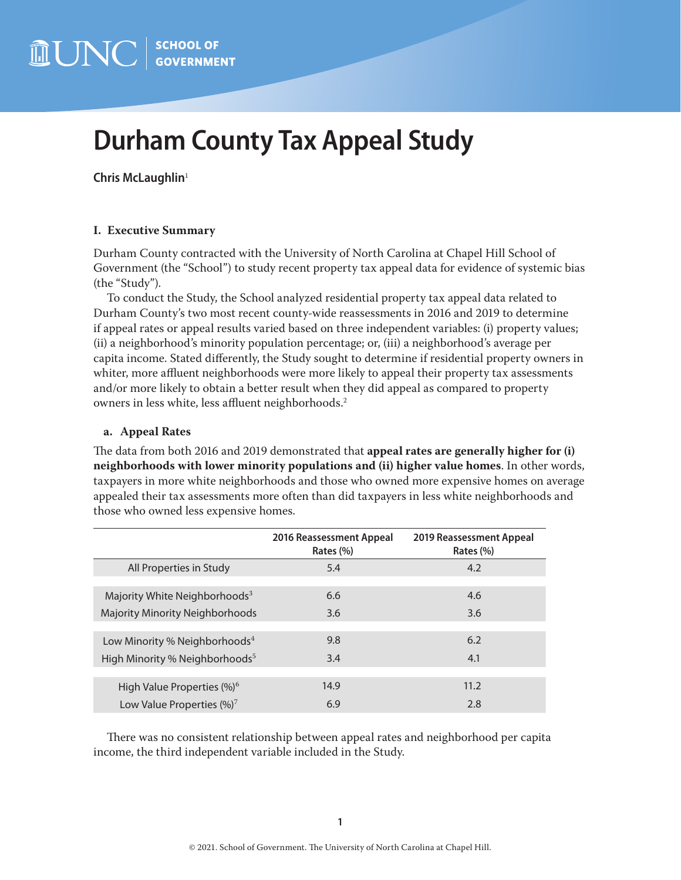# Durham County Tax Appeal Study

**Chris McLaughlin**[1]

## I. Executive Summary

Durham County contracted with the University of North Carolina at Chapel Hill School of Government (the "School") to study recent property tax appeal data for evidence of systemic bias (the "Study").

To conduct the Study, the School analyzed residential property tax appeal data related to Durham County's two most recent county-wide reassessments in 2016 and 2019 to determine if appeal rates or appeal results varied based on three independent variables: (i) property values; (ii) a neighborhood's minority population percentage; or, (iii) a neighborhood's average per capita income. Stated differently, the Study sought to determine if residential property owners in whiter, more affluent neighborhoods were more likely to appeal their property tax assessments and/or more likely to obtain a better result when they did appeal as compared to property owners in less white, less affluent neighborhoods.[2]

### a. Appeal Rates

The data from both 2016 and 2019 demonstrated that **appeal rates are generally higher for (i) neighborhoods with lower minority populations and (ii) higher value homes**. In other words, taxpayers in more white neighborhoods and those who owned more expensive homes on average appealed their tax assessments more often than did taxpayers in less white neighborhoods and those who owned less expensive homes.

| | 2016 Reassessment Appeal Rates (%) | 2019 Reassessment Appeal Rates (%) |
|---|---|---|
| All Properties in Study | 5.4 | 4.2 |
| Majority White Neighborhoods[3] | 6.6 | 4.6 |
| Majority Minority Neighborhoods | 3.6 | 3.6 |
| Low Minority % Neighborhoods[4] | 9.8 | 6.2 |
| High Minority % Neighborhoods[5] | 3.4 | 4.1 |
| High Value Properties (%)[6] | 14.9 | 11.2 |
| Low Value Properties (%)[7] | 6.9 | 2.8 |

There was no consistent relationship between appeal rates and neighborhood per capita income, the third independent variable included in the Study.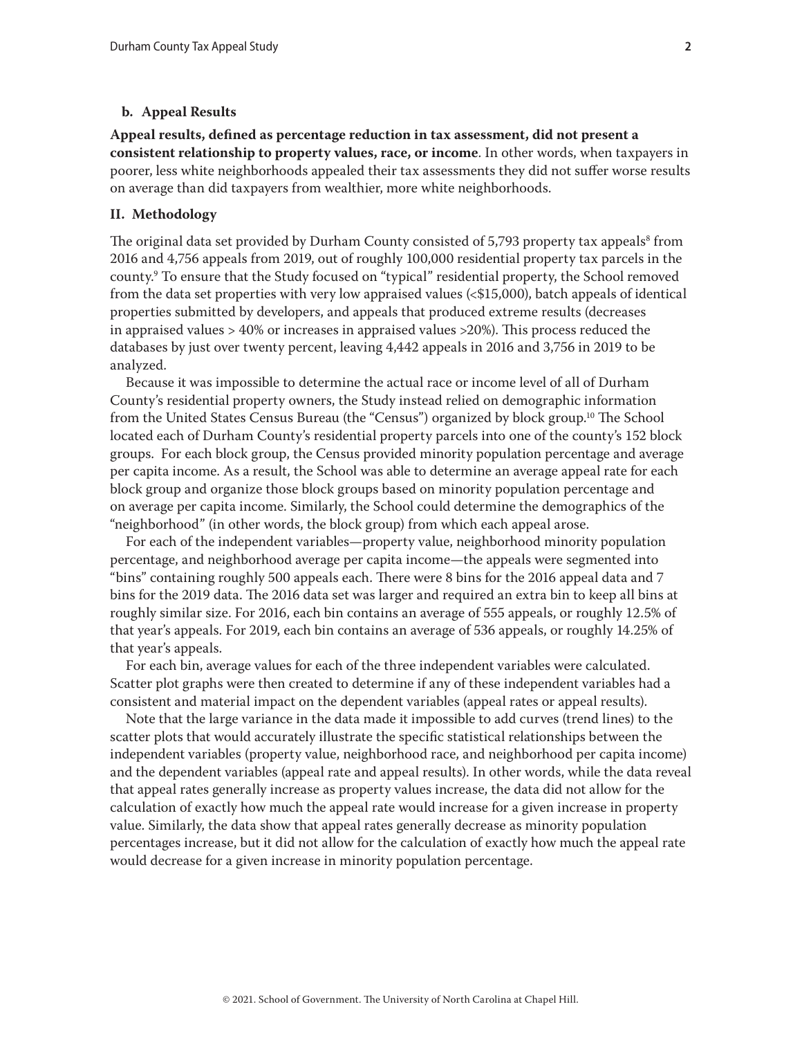### b. Appeal Results

**Appeal results, defined as percentage reduction in tax assessment, did not present a consistent relationship to property values, race, or income**. In other words, when taxpayers in poorer, less white neighborhoods appealed their tax assessments they did not suffer worse results on average than did taxpayers from wealthier, more white neighborhoods.

## II. Methodology

The original data set provided by Durham County consisted of 5,793 property tax appeals[8] from 2016 and 4,756 appeals from 2019, out of roughly 100,000 residential property tax parcels in the county.[9] To ensure that the Study focused on "typical" residential property, the School removed from the data set properties with very low appraised values (<$15,000), batch appeals of identical properties submitted by developers, and appeals that produced extreme results (decreases in appraised values > 40% or increases in appraised values >20%). This process reduced the databases by just over twenty percent, leaving 4,442 appeals in 2016 and 3,756 in 2019 to be analyzed.

Because it was impossible to determine the actual race or income level of all of Durham County's residential property owners, the Study instead relied on demographic information from the United States Census Bureau (the "Census") organized by block group.[10] The School located each of Durham County's residential property parcels into one of the county's 152 block groups. For each block group, the Census provided minority population percentage and average per capita income. As a result, the School was able to determine an average appeal rate for each block group and organize those block groups based on minority population percentage and on average per capita income. Similarly, the School could determine the demographics of the "neighborhood" (in other words, the block group) from which each appeal arose.

For each of the independent variables—property value, neighborhood minority population percentage, and neighborhood average per capita income—the appeals were segmented into "bins" containing roughly 500 appeals each. There were 8 bins for the 2016 appeal data and 7 bins for the 2019 data. The 2016 data set was larger and required an extra bin to keep all bins at roughly similar size. For 2016, each bin contains an average of 555 appeals, or roughly 12.5% of that year's appeals. For 2019, each bin contains an average of 536 appeals, or roughly 14.25% of that year's appeals.

For each bin, average values for each of the three independent variables were calculated. Scatter plot graphs were then created to determine if any of these independent variables had a consistent and material impact on the dependent variables (appeal rates or appeal results).

Note that the large variance in the data made it impossible to add curves (trend lines) to the scatter plots that would accurately illustrate the specific statistical relationships between the independent variables (property value, neighborhood race, and neighborhood per capita income) and the dependent variables (appeal rate and appeal results). In other words, while the data reveal that appeal rates generally increase as property values increase, the data did not allow for the calculation of exactly how much the appeal rate would increase for a given increase in property value. Similarly, the data show that appeal rates generally decrease as minority population percentages increase, but it did not allow for the calculation of exactly how much the appeal rate would decrease for a given increase in minority population percentage.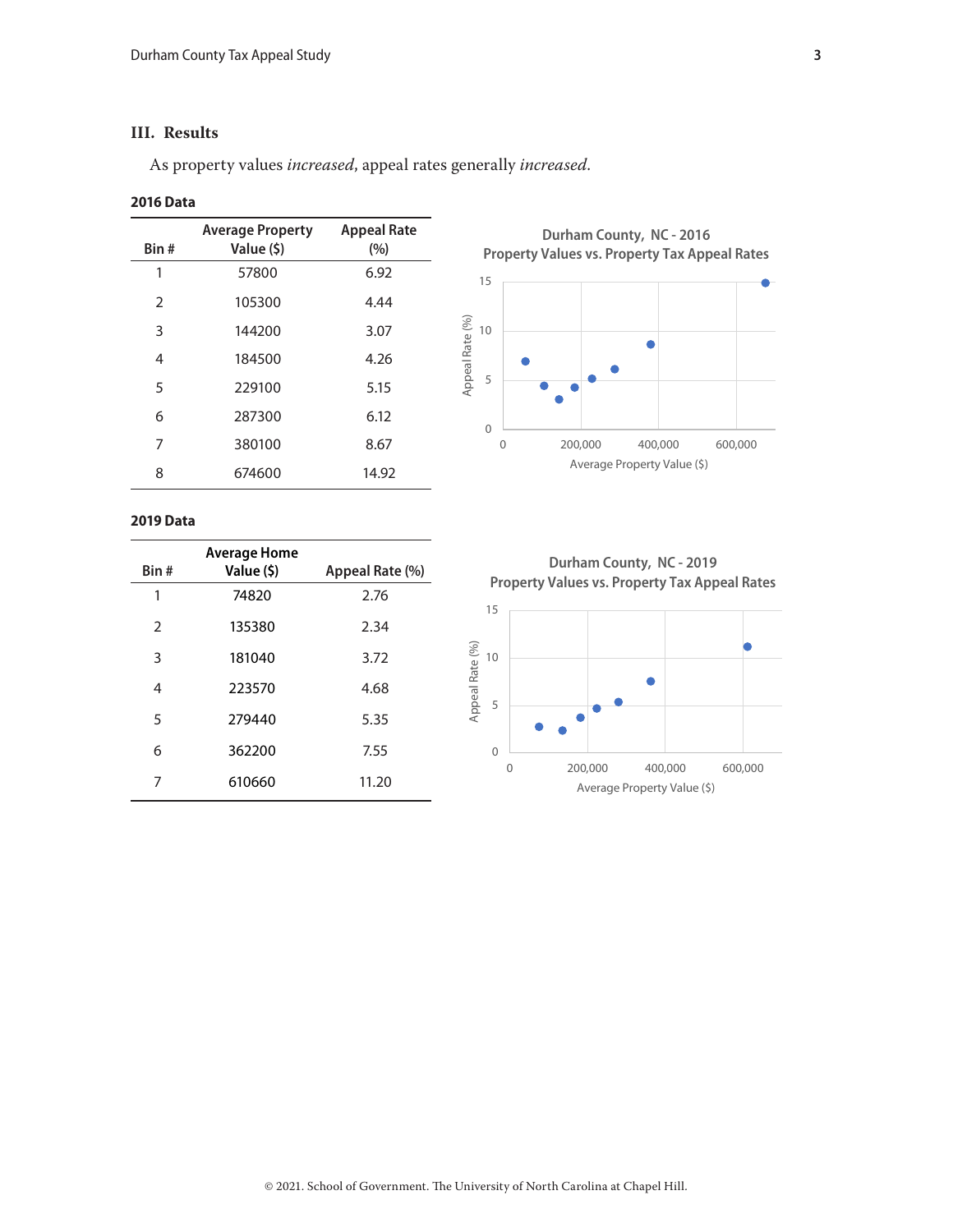## III. Results

As property values *increased*, appeal rates generally *increased*.

**2016 Data**

| Bin # | Average Property Value ($) | Appeal Rate (%) |
|---|---|---|
| 1 | 57800 | 6.92 |
| 2 | 105300 | 4.44 |
| 3 | 144200 | 3.07 |
| 4 | 184500 | 4.26 |
| 5 | 229100 | 5.15 |
| 6 | 287300 | 6.12 |
| 7 | 380100 | 8.67 |
| 8 | 674600 | 14.92 |

**2019 Data**

| Bin # | Average Home Value ($) | Appeal Rate (%) |
|---|---|---|
| 1 | 74820 | 2.76 |
| 2 | 135380 | 2.34 |
| 3 | 181040 | 3.72 |
| 4 | 223570 | 4.68 |
| 5 | 279440 | 5.35 |
| 6 | 362200 | 7.55 |
| 7 | 610660 | 11.20 |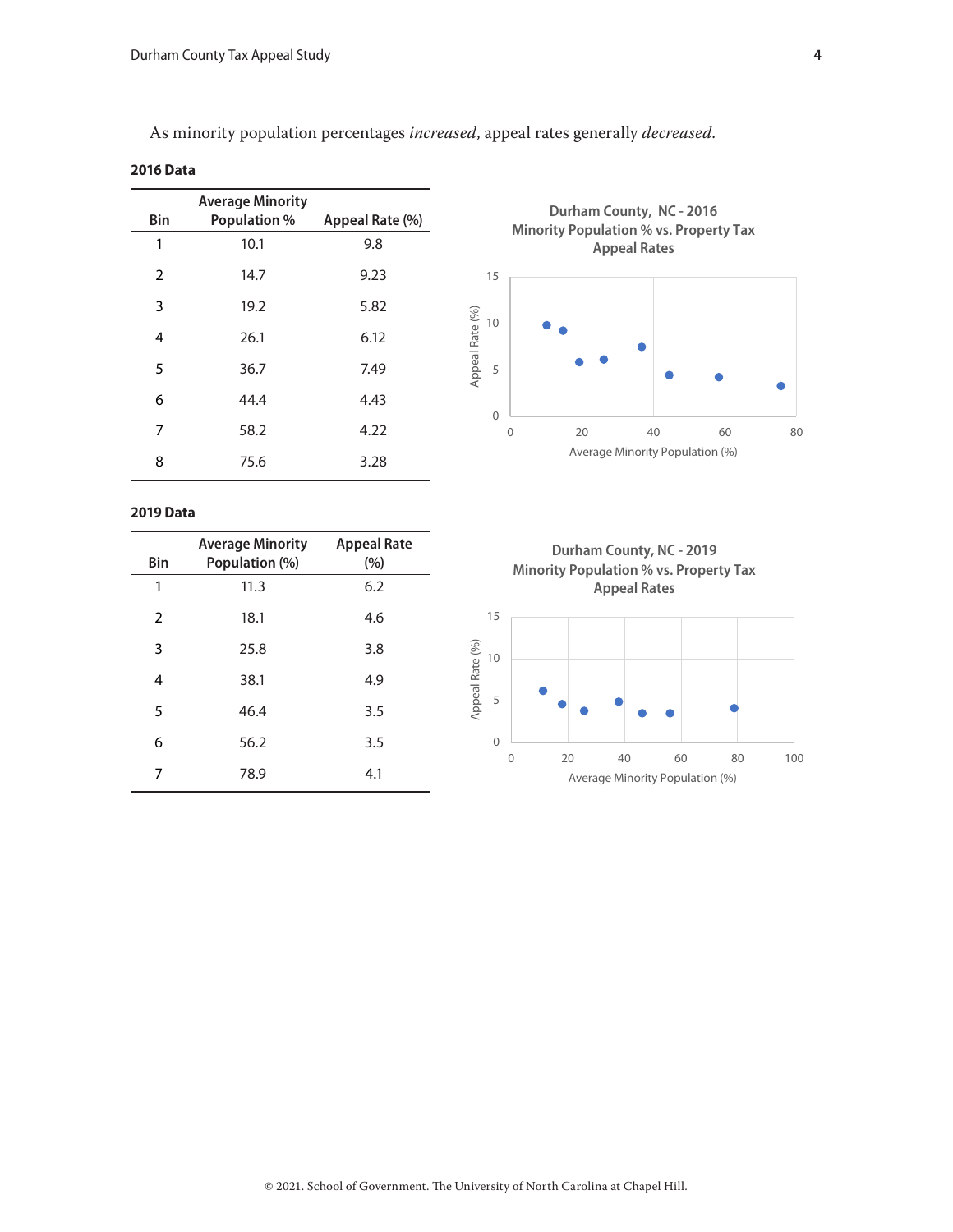As minority population percentages *increased*, appeal rates generally *decreased*.

**2016 Data**

| Bin | Average Minority Population % | Appeal Rate (%) |
|---|---|---|
| 1 | 10.1 | 9.8 |
| 2 | 14.7 | 9.23 |
| 3 | 19.2 | 5.82 |
| 4 | 26.1 | 6.12 |
| 5 | 36.7 | 7.49 |
| 6 | 44.4 | 4.43 |
| 7 | 58.2 | 4.22 |
| 8 | 75.6 | 3.28 |

Durham County, NC - 2016
Minority Population % vs. Property Tax Appeal Rates

**2019 Data**

| Bin | Average Minority Population (%) | Appeal Rate (%) |
|---|---|---|
| 1 | 11.3 | 6.2 |
| 2 | 18.1 | 4.6 |
| 3 | 25.8 | 3.8 |
| 4 | 38.1 | 4.9 |
| 5 | 46.4 | 3.5 |
| 6 | 56.2 | 3.5 |
| 7 | 78.9 | 4.1 |

Durham County, NC - 2019
Minority Population % vs. Property Tax Appeal Rates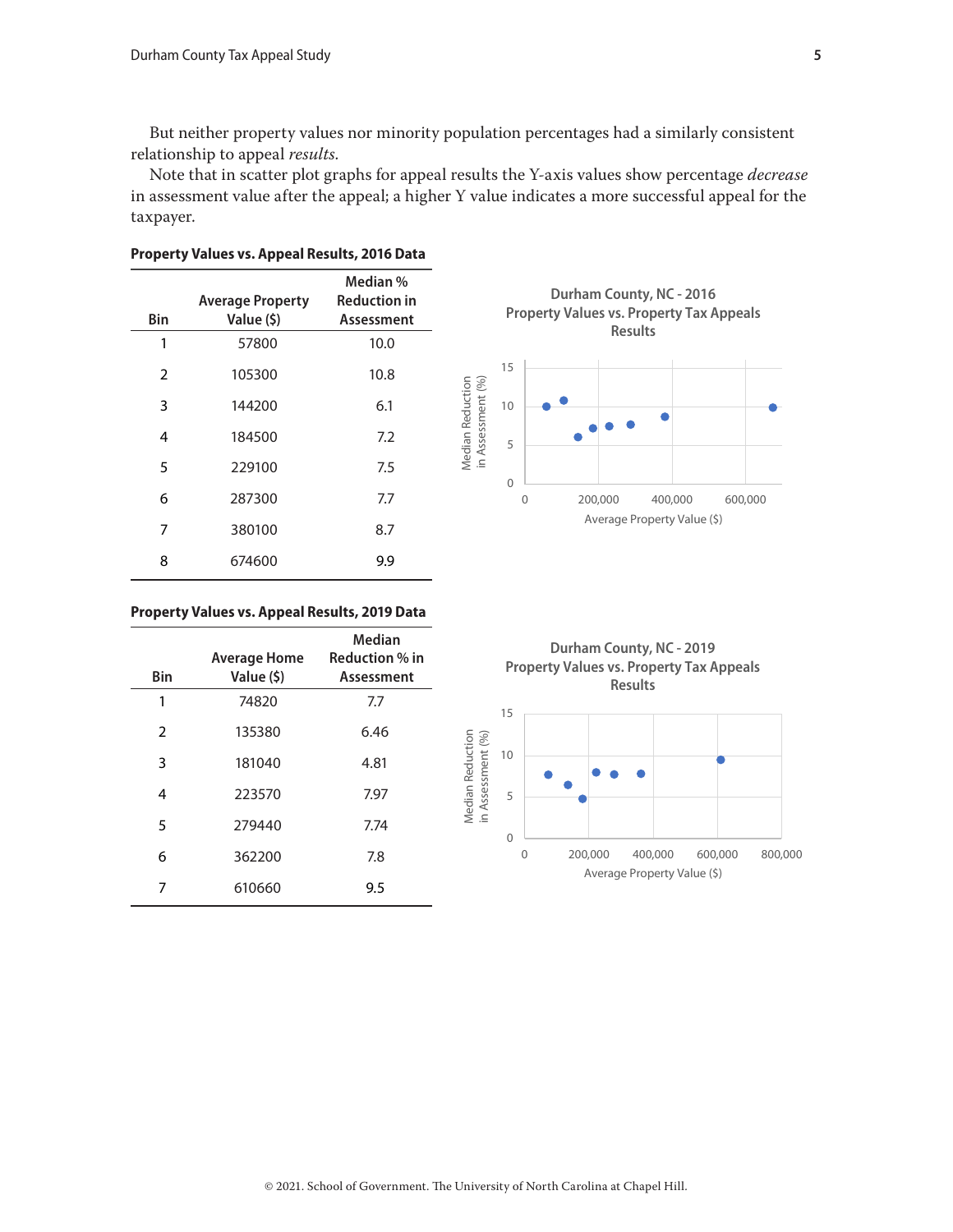But neither property values nor minority population percentages had a similarly consistent relationship to appeal *results*.

Note that in scatter plot graphs for appeal results the Y-axis values show percentage *decrease* in assessment value after the appeal; a higher Y value indicates a more successful appeal for the taxpayer.

**Property Values vs. Appeal Results, 2016 Data**

| Bin | Average Property Value ($) | Median % Reduction in Assessment |
|---|---|---|
| 1 | 57800 | 10.0 |
| 2 | 105300 | 10.8 |
| 3 | 144200 | 6.1 |
| 4 | 184500 | 7.2 |
| 5 | 229100 | 7.5 |
| 6 | 287300 | 7.7 |
| 7 | 380100 | 8.7 |
| 8 | 674600 | 9.9 |

Durham County, NC - 2016
Property Values vs. Property Tax Appeals Results

**Property Values vs. Appeal Results, 2019 Data**

| Bin | Average Home Value ($) | Median Reduction % in Assessment |
|---|---|---|
| 1 | 74820 | 7.7 |
| 2 | 135380 | 6.46 |
| 3 | 181040 | 4.81 |
| 4 | 223570 | 7.97 |
| 5 | 279440 | 7.74 |
| 6 | 362200 | 7.8 |
| 7 | 610660 | 9.5 |

Durham County, NC - 2019
Property Values vs. Property Tax Appeals Results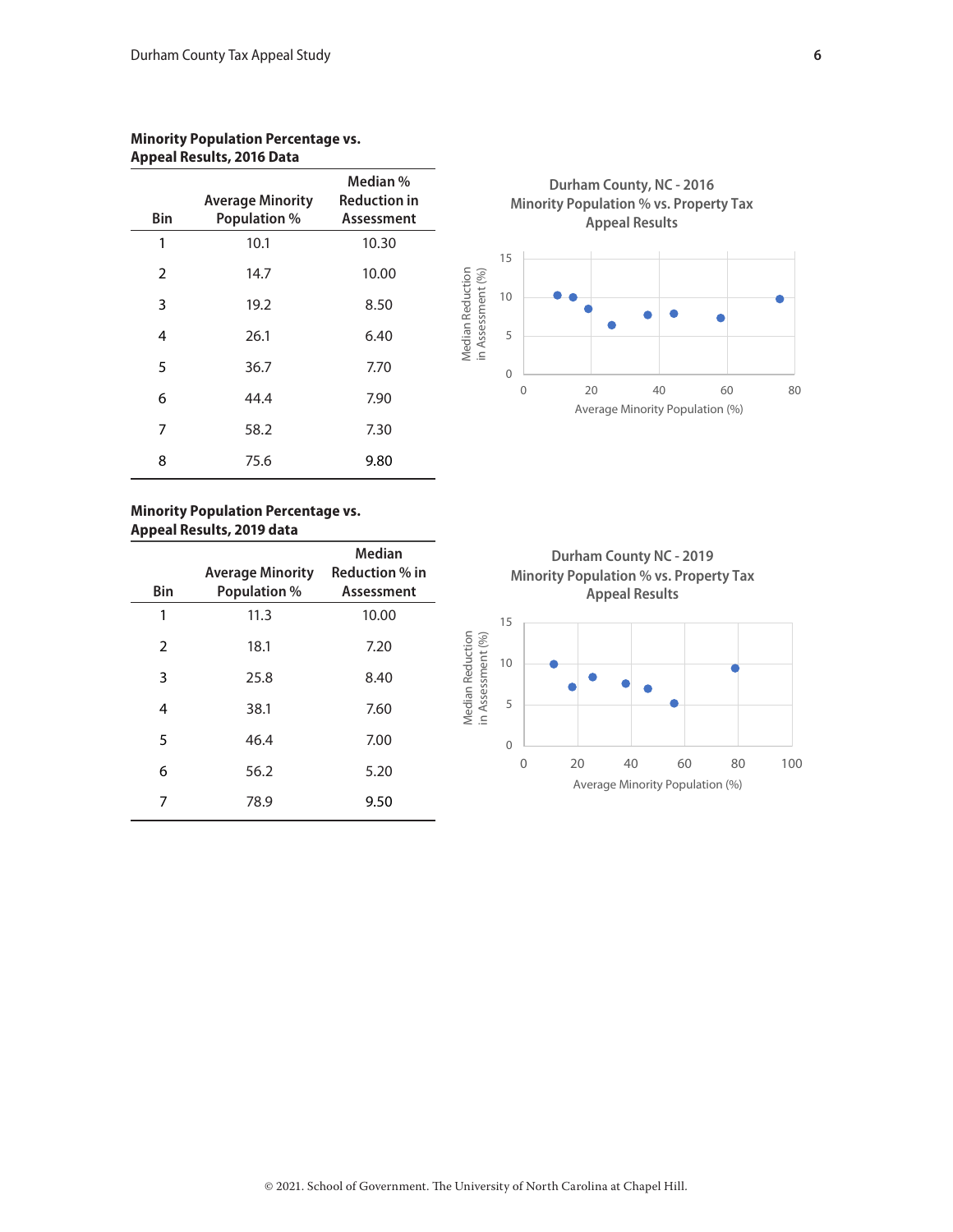**Minority Population Percentage vs. Appeal Results, 2016 Data**

| Bin | Average Minority Population % | Median % Reduction in Assessment |
|---|---|---|
| 1 | 10.1 | 10.30 |
| 2 | 14.7 | 10.00 |
| 3 | 19.2 | 8.50 |
| 4 | 26.1 | 6.40 |
| 5 | 36.7 | 7.70 |
| 6 | 44.4 | 7.90 |
| 7 | 58.2 | 7.30 |
| 8 | 75.6 | 9.80 |

**Durham County, NC - 2016 Minority Population % vs. Property Tax Appeal Results**

Median Reduction in Assessment (%)

Average Minority Population (%)

**Minority Population Percentage vs. Appeal Results, 2019 data**

| Bin | Average Minority Population % | Median Reduction % in Assessment |
|---|---|---|
| 1 | 11.3 | 10.00 |
| 2 | 18.1 | 7.20 |
| 3 | 25.8 | 8.40 |
| 4 | 38.1 | 7.60 |
| 5 | 46.4 | 7.00 |
| 6 | 56.2 | 5.20 |
| 7 | 78.9 | 9.50 |

**Durham County NC - 2019 Minority Population % vs. Property Tax Appeal Results**

Median Reduction in Assessment (%)

Average Minority Population (%)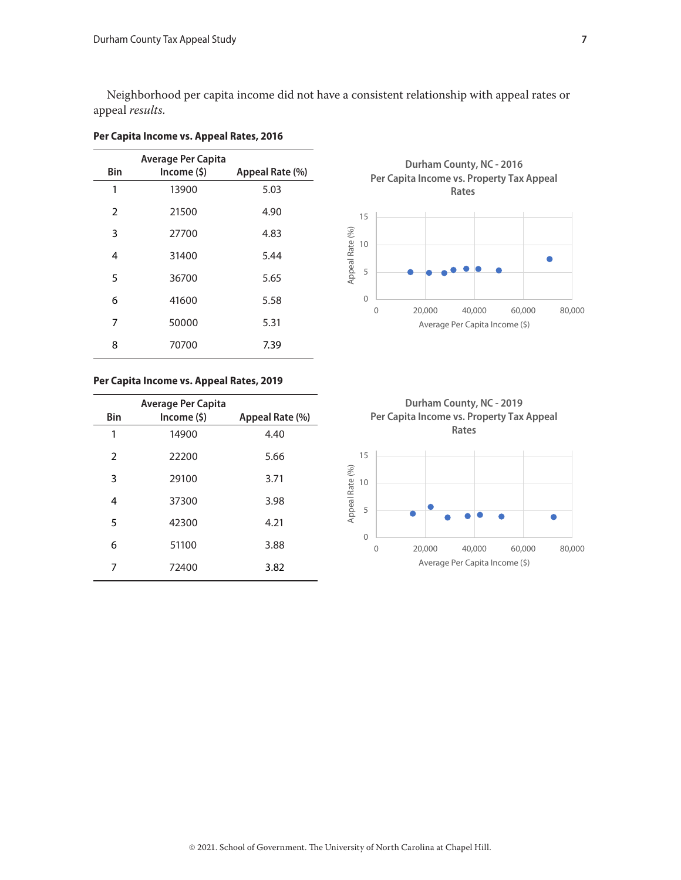Neighborhood per capita income did not have a consistent relationship with appeal rates or appeal *results*.

**Per Capita Income vs. Appeal Rates, 2016**

| Bin | Average Per Capita Income ($) | Appeal Rate (%) |
|---|---|---|
| 1 | 13900 | 5.03 |
| 2 | 21500 | 4.90 |
| 3 | 27700 | 4.83 |
| 4 | 31400 | 5.44 |
| 5 | 36700 | 5.65 |
| 6 | 41600 | 5.58 |
| 7 | 50000 | 5.31 |
| 8 | 70700 | 7.39 |

**Durham County, NC - 2016**
**Per Capita Income vs. Property Tax Appeal Rates**

**Per Capita Income vs. Appeal Rates, 2019**

| Bin | Average Per Capita Income ($) | Appeal Rate (%) |
|---|---|---|
| 1 | 14900 | 4.40 |
| 2 | 22200 | 5.66 |
| 3 | 29100 | 3.71 |
| 4 | 37300 | 3.98 |
| 5 | 42300 | 4.21 |
| 6 | 51100 | 3.88 |
| 7 | 72400 | 3.82 |

**Durham County, NC - 2019**
**Per Capita Income vs. Property Tax Appeal Rates**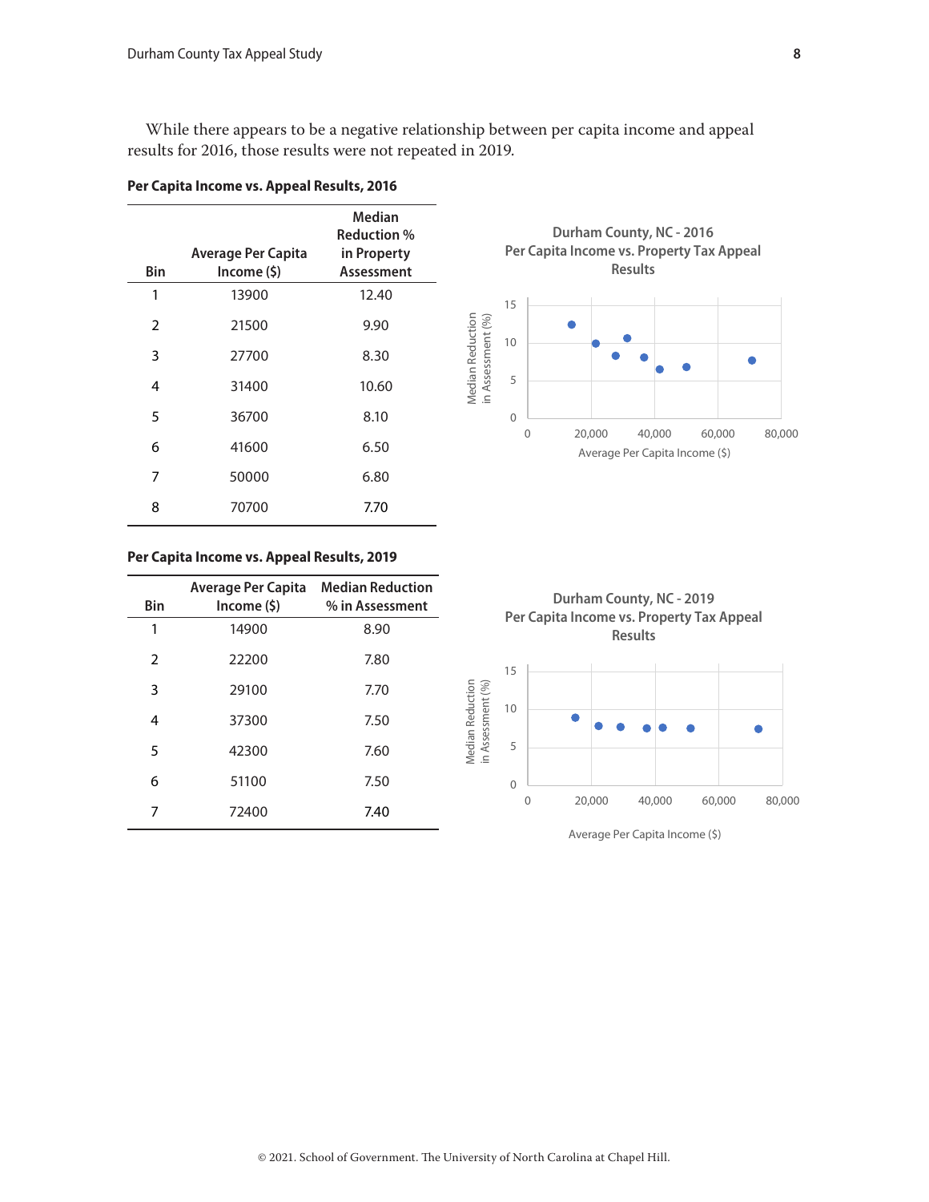While there appears to be a negative relationship between per capita income and appeal results for 2016, those results were not repeated in 2019.

**Per Capita Income vs. Appeal Results, 2016**

| Bin | Average Per Capita Income ($) | Median Reduction % in Property Assessment |
|---|---|---|
| 1 | 13900 | 12.40 |
| 2 | 21500 | 9.90 |
| 3 | 27700 | 8.30 |
| 4 | 31400 | 10.60 |
| 5 | 36700 | 8.10 |
| 6 | 41600 | 6.50 |
| 7 | 50000 | 6.80 |
| 8 | 70700 | 7.70 |

**Durham County, NC - 2016 Per Capita Income vs. Property Tax Appeal Results**

**Per Capita Income vs. Appeal Results, 2019**

| Bin | Average Per Capita Income ($) | Median Reduction % in Assessment |
|---|---|---|
| 1 | 14900 | 8.90 |
| 2 | 22200 | 7.80 |
| 3 | 29100 | 7.70 |
| 4 | 37300 | 7.50 |
| 5 | 42300 | 7.60 |
| 6 | 51100 | 7.50 |
| 7 | 72400 | 7.40 |

**Durham County, NC - 2019 Per Capita Income vs. Property Tax Appeal Results**

© 2021. School of Government. The University of North Carolina at Chapel Hill.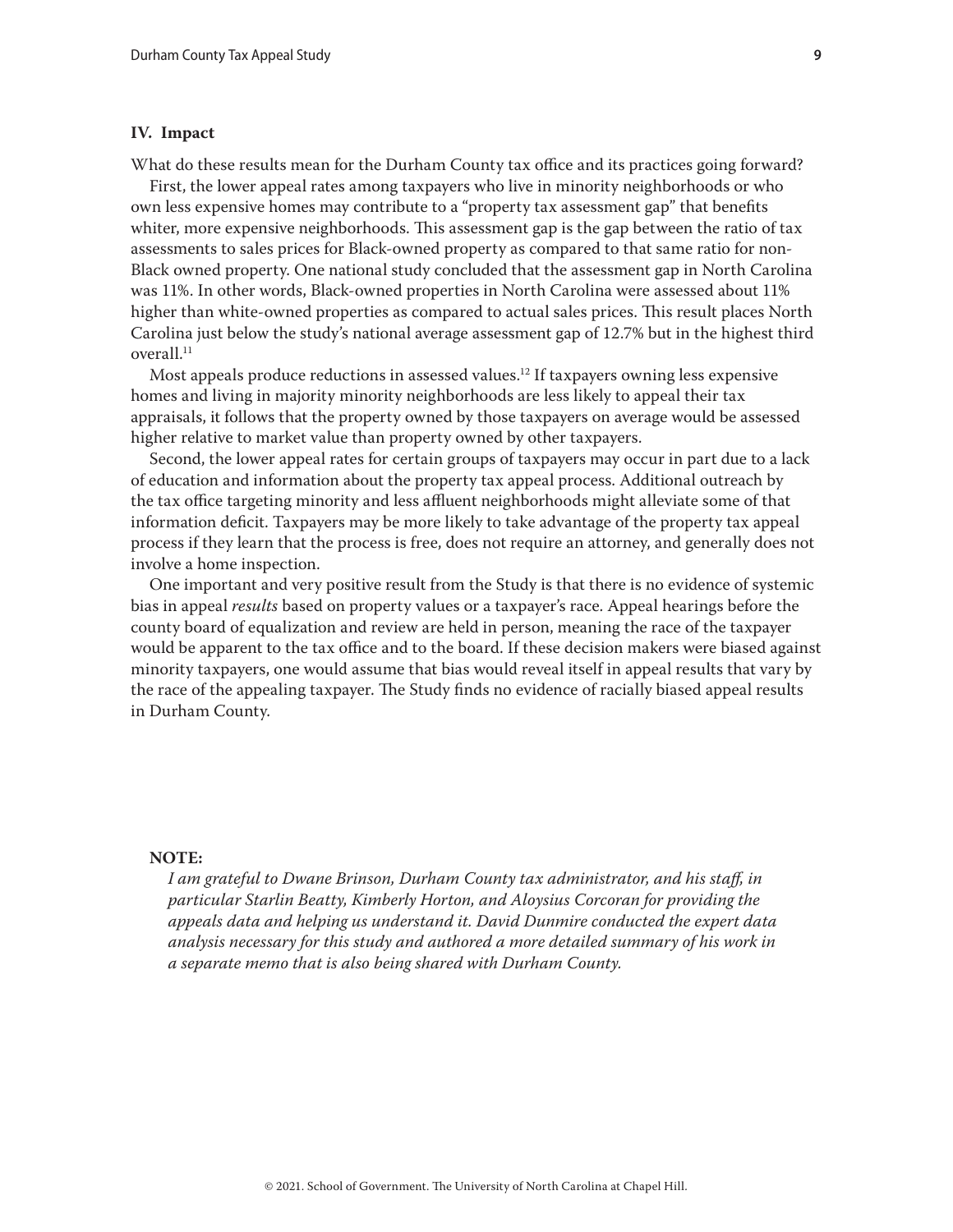## IV. Impact

What do these results mean for the Durham County tax office and its practices going forward?

First, the lower appeal rates among taxpayers who live in minority neighborhoods or who own less expensive homes may contribute to a "property tax assessment gap" that benefits whiter, more expensive neighborhoods. This assessment gap is the gap between the ratio of tax assessments to sales prices for Black-owned property as compared to that same ratio for non-Black owned property. One national study concluded that the assessment gap in North Carolina was 11%. In other words, Black-owned properties in North Carolina were assessed about 11% higher than white-owned properties as compared to actual sales prices. This result places North Carolina just below the study's national average assessment gap of 12.7% but in the highest third overall.[11]

Most appeals produce reductions in assessed values.[12] If taxpayers owning less expensive homes and living in majority minority neighborhoods are less likely to appeal their tax appraisals, it follows that the property owned by those taxpayers on average would be assessed higher relative to market value than property owned by other taxpayers.

Second, the lower appeal rates for certain groups of taxpayers may occur in part due to a lack of education and information about the property tax appeal process. Additional outreach by the tax office targeting minority and less affluent neighborhoods might alleviate some of that information deficit. Taxpayers may be more likely to take advantage of the property tax appeal process if they learn that the process is free, does not require an attorney, and generally does not involve a home inspection.

One important and very positive result from the Study is that there is no evidence of systemic bias in appeal *results* based on property values or a taxpayer's race. Appeal hearings before the county board of equalization and review are held in person, meaning the race of the taxpayer would be apparent to the tax office and to the board. If these decision makers were biased against minority taxpayers, one would assume that bias would reveal itself in appeal results that vary by the race of the appealing taxpayer. The Study finds no evidence of racially biased appeal results in Durham County.

**NOTE:**

*I am grateful to Dwane Brinson, Durham County tax administrator, and his staff, in particular Starlin Beatty, Kimberly Horton, and Aloysius Corcoran for providing the appeals data and helping us understand it. David Dunmire conducted the expert data analysis necessary for this study and authored a more detailed summary of his work in a separate memo that is also being shared with Durham County.*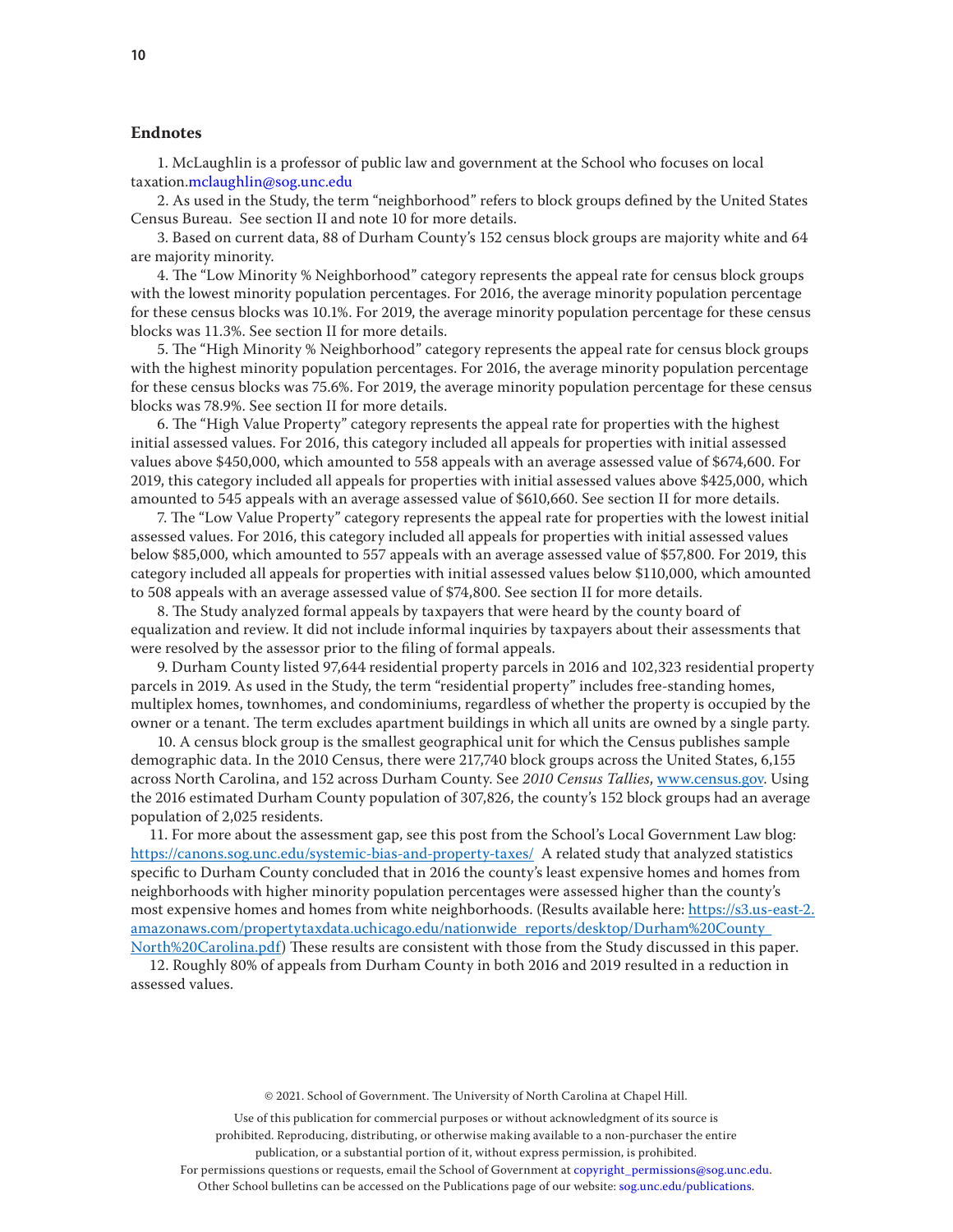## Endnotes

1. McLaughlin is a professor of public law and government at the School who focuses on local taxation.mclaughlin@sog.unc.edu

2. As used in the Study, the term "neighborhood" refers to block groups defined by the United States Census Bureau. See section II and note 10 for more details.

3. Based on current data, 88 of Durham County's 152 census block groups are majority white and 64 are majority minority.

4. The "Low Minority % Neighborhood" category represents the appeal rate for census block groups with the lowest minority population percentages. For 2016, the average minority population percentage for these census blocks was 10.1%. For 2019, the average minority population percentage for these census blocks was 11.3%. See section II for more details.

5. The "High Minority % Neighborhood" category represents the appeal rate for census block groups with the highest minority population percentages. For 2016, the average minority population percentage for these census blocks was 75.6%. For 2019, the average minority population percentage for these census blocks was 78.9%. See section II for more details.

6. The "High Value Property" category represents the appeal rate for properties with the highest initial assessed values. For 2016, this category included all appeals for properties with initial assessed values above $450,000, which amounted to 558 appeals with an average assessed value of $674,600. For 2019, this category included all appeals for properties with initial assessed values above $425,000, which amounted to 545 appeals with an average assessed value of $610,660. See section II for more details.

7. The "Low Value Property" category represents the appeal rate for properties with the lowest initial assessed values. For 2016, this category included all appeals for properties with initial assessed values below $85,000, which amounted to 557 appeals with an average assessed value of $57,800. For 2019, this category included all appeals for properties with initial assessed values below $110,000, which amounted to 508 appeals with an average assessed value of $74,800. See section II for more details.

8. The Study analyzed formal appeals by taxpayers that were heard by the county board of equalization and review. It did not include informal inquiries by taxpayers about their assessments that were resolved by the assessor prior to the filing of formal appeals.

9. Durham County listed 97,644 residential property parcels in 2016 and 102,323 residential property parcels in 2019. As used in the Study, the term "residential property" includes free-standing homes, multiplex homes, townhomes, and condominiums, regardless of whether the property is occupied by the owner or a tenant. The term excludes apartment buildings in which all units are owned by a single party.

10. A census block group is the smallest geographical unit for which the Census publishes sample demographic data. In the 2010 Census, there were 217,740 block groups across the United States, 6,155 across North Carolina, and 152 across Durham County. See *2010 Census Tallies*, www.census.gov. Using the 2016 estimated Durham County population of 307,826, the county's 152 block groups had an average population of 2,025 residents.

11. For more about the assessment gap, see this post from the School's Local Government Law blog: https://canons.sog.unc.edu/systemic-bias-and-property-taxes/ A related study that analyzed statistics specific to Durham County concluded that in 2016 the county's least expensive homes and homes from neighborhoods with higher minority population percentages were assessed higher than the county's most expensive homes and homes from white neighborhoods. (Results available here: https://s3.us-east-2.amazonaws.com/propertytaxdata.uchicago.edu/nationwide_reports/desktop/Durham%20County_North%20Carolina.pdf) These results are consistent with those from the Study discussed in this paper.

12. Roughly 80% of appeals from Durham County in both 2016 and 2019 resulted in a reduction in assessed values.

© 2021. School of Government. The University of North Carolina at Chapel Hill.

Use of this publication for commercial purposes or without acknowledgment of its source is prohibited. Reproducing, distributing, or otherwise making available to a non-purchaser the entire publication, or a substantial portion of it, without express permission, is prohibited.
For permissions questions or requests, email the School of Government at copyright_permissions@sog.unc.edu.
Other School bulletins can be accessed on the Publications page of our website: sog.unc.edu/publications.